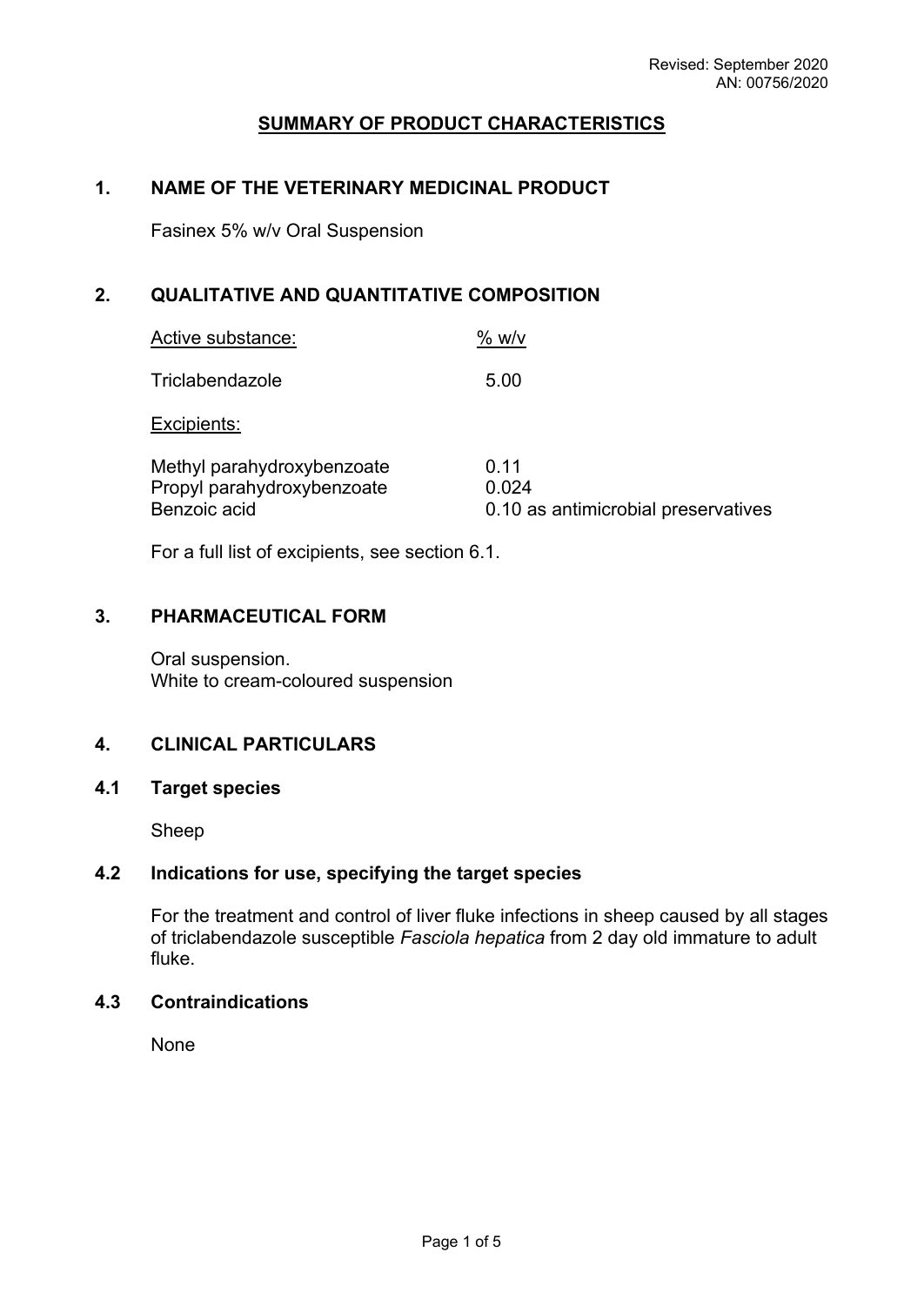Revised: September 2020
AN: 00756/2020

# SUMMARY OF PRODUCT CHARACTERISTICS

## 1. NAME OF THE VETERINARY MEDICINAL PRODUCT

Fasinex 5% w/v Oral Suspension

## 2. QUALITATIVE AND QUANTITATIVE COMPOSITION

| Active substance: | % w/v |
|---|---|
| Triclabendazole | 5.00 |

Excipients:

| | |
|---|---|
| Methyl parahydroxybenzoate | 0.11 |
| Propyl parahydroxybenzoate | 0.024 |
| Benzoic acid | 0.10 as antimicrobial preservatives |

For a full list of excipients, see section 6.1.

## 3. PHARMACEUTICAL FORM

Oral suspension.
White to cream-coloured suspension

## 4. CLINICAL PARTICULARS

### 4.1 Target species

Sheep

### 4.2 Indications for use, specifying the target species

For the treatment and control of liver fluke infections in sheep caused by all stages of triclabendazole susceptible *Fasciola hepatica* from 2 day old immature to adult fluke.

### 4.3 Contraindications

None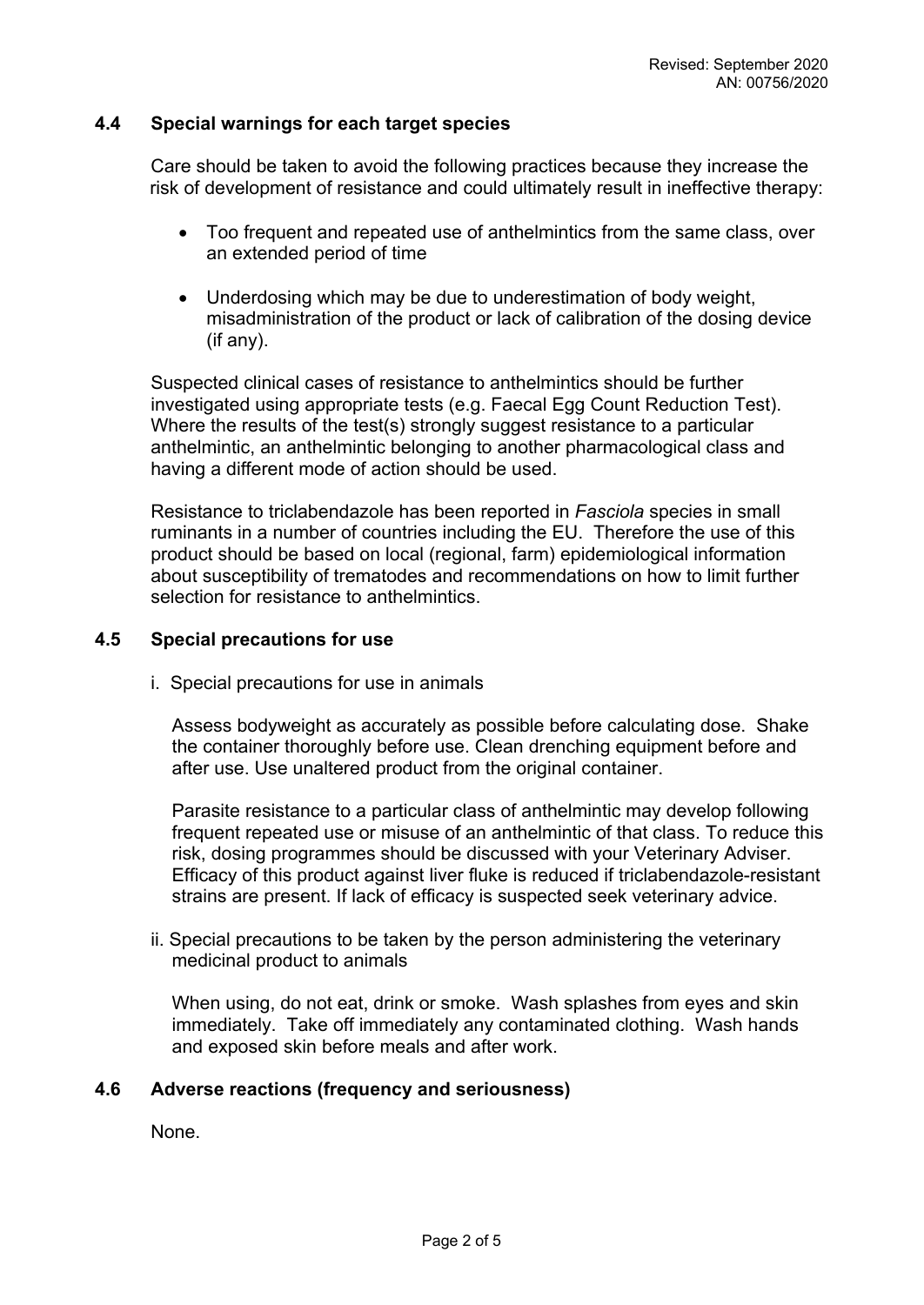### 4.4 Special warnings for each target species

Care should be taken to avoid the following practices because they increase the risk of development of resistance and could ultimately result in ineffective therapy:

- Too frequent and repeated use of anthelmintics from the same class, over an extended period of time
- Underdosing which may be due to underestimation of body weight, misadministration of the product or lack of calibration of the dosing device (if any).

Suspected clinical cases of resistance to anthelmintics should be further investigated using appropriate tests (e.g. Faecal Egg Count Reduction Test). Where the results of the test(s) strongly suggest resistance to a particular anthelmintic, an anthelmintic belonging to another pharmacological class and having a different mode of action should be used.

Resistance to triclabendazole has been reported in *Fasciola* species in small ruminants in a number of countries including the EU. Therefore the use of this product should be based on local (regional, farm) epidemiological information about susceptibility of trematodes and recommendations on how to limit further selection for resistance to anthelmintics.

### 4.5 Special precautions for use

i. Special precautions for use in animals

Assess bodyweight as accurately as possible before calculating dose. Shake the container thoroughly before use. Clean drenching equipment before and after use. Use unaltered product from the original container.

Parasite resistance to a particular class of anthelmintic may develop following frequent repeated use or misuse of an anthelmintic of that class. To reduce this risk, dosing programmes should be discussed with your Veterinary Adviser. Efficacy of this product against liver fluke is reduced if triclabendazole-resistant strains are present. If lack of efficacy is suspected seek veterinary advice.

ii. Special precautions to be taken by the person administering the veterinary medicinal product to animals

When using, do not eat, drink or smoke. Wash splashes from eyes and skin immediately. Take off immediately any contaminated clothing. Wash hands and exposed skin before meals and after work.

### 4.6 Adverse reactions (frequency and seriousness)

None.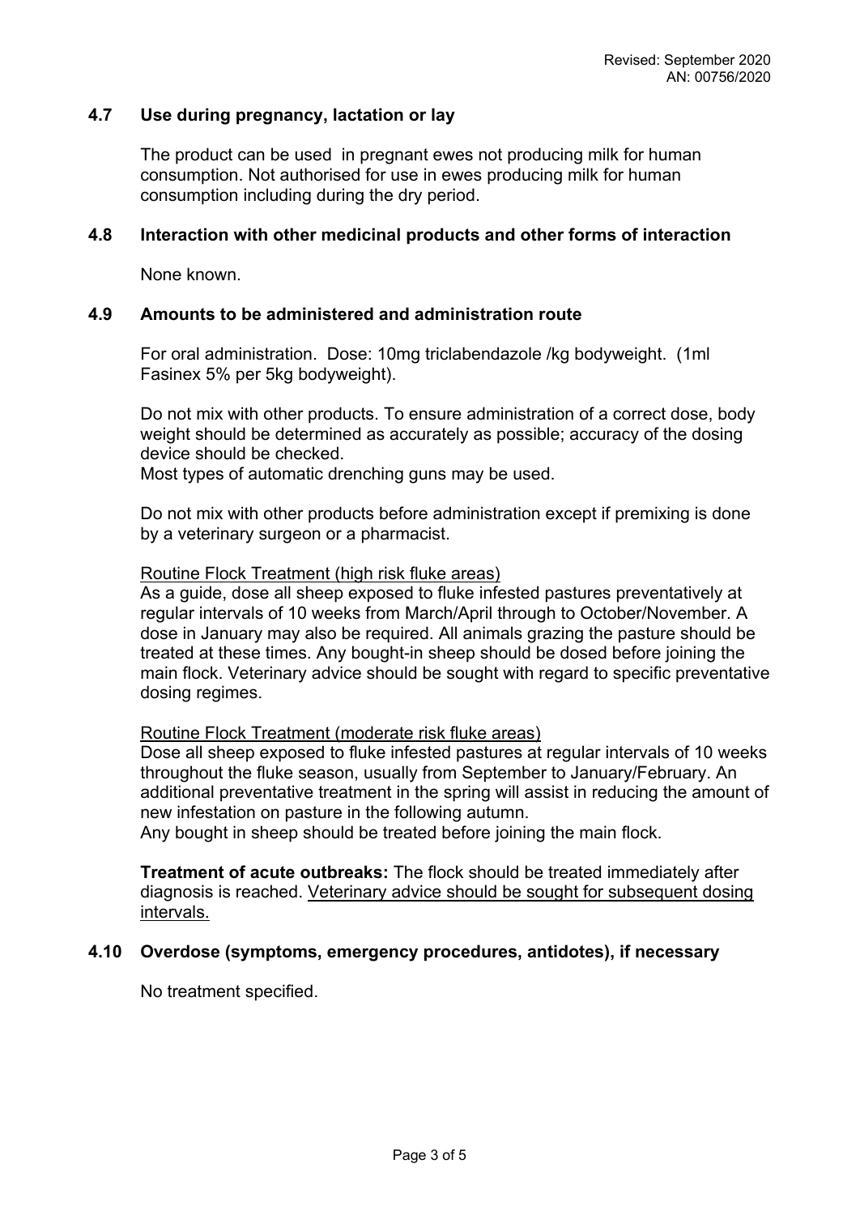## 4.7 Use during pregnancy, lactation or lay

The product can be used in pregnant ewes not producing milk for human consumption. Not authorised for use in ewes producing milk for human consumption including during the dry period.

## 4.8 Interaction with other medicinal products and other forms of interaction

None known.

## 4.9 Amounts to be administered and administration route

For oral administration. Dose: 10mg triclabendazole /kg bodyweight. (1ml Fasinex 5% per 5kg bodyweight).

Do not mix with other products. To ensure administration of a correct dose, body weight should be determined as accurately as possible; accuracy of the dosing device should be checked.
Most types of automatic drenching guns may be used.

Do not mix with other products before administration except if premixing is done by a veterinary surgeon or a pharmacist.

Routine Flock Treatment (high risk fluke areas)
As a guide, dose all sheep exposed to fluke infested pastures preventatively at regular intervals of 10 weeks from March/April through to October/November. A dose in January may also be required. All animals grazing the pasture should be treated at these times. Any bought-in sheep should be dosed before joining the main flock. Veterinary advice should be sought with regard to specific preventative dosing regimes.

Routine Flock Treatment (moderate risk fluke areas)
Dose all sheep exposed to fluke infested pastures at regular intervals of 10 weeks throughout the fluke season, usually from September to January/February. An additional preventative treatment in the spring will assist in reducing the amount of new infestation on pasture in the following autumn.
Any bought in sheep should be treated before joining the main flock.

**Treatment of acute outbreaks:** The flock should be treated immediately after diagnosis is reached. Veterinary advice should be sought for subsequent dosing intervals.

## 4.10 Overdose (symptoms, emergency procedures, antidotes), if necessary

No treatment specified.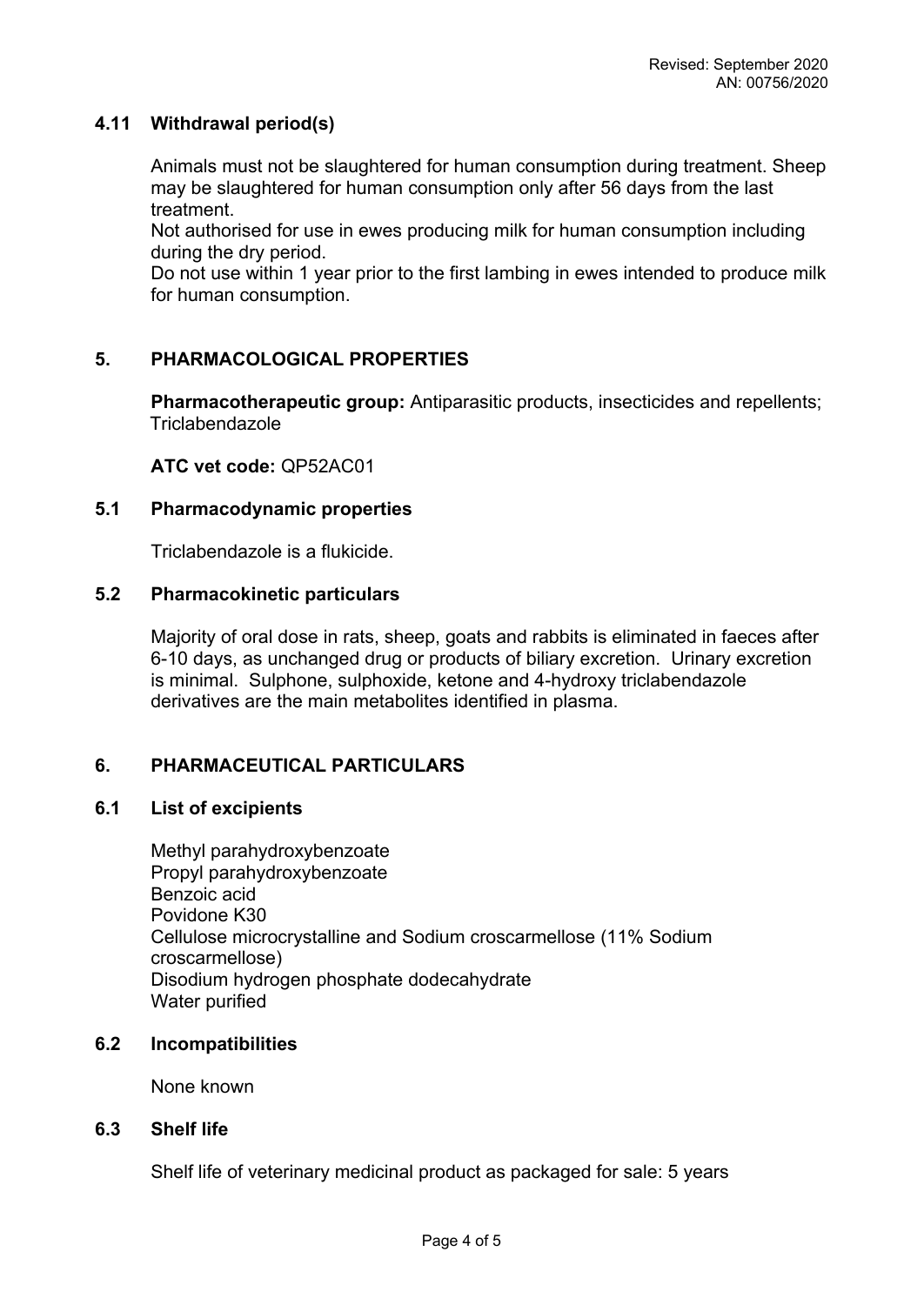### 4.11 Withdrawal period(s)

Animals must not be slaughtered for human consumption during treatment. Sheep may be slaughtered for human consumption only after 56 days from the last treatment.
Not authorised for use in ewes producing milk for human consumption including during the dry period.
Do not use within 1 year prior to the first lambing in ewes intended to produce milk for human consumption.

## 5. PHARMACOLOGICAL PROPERTIES

**Pharmacotherapeutic group:** Antiparasitic products, insecticides and repellents; Triclabendazole

**ATC vet code:** QP52AC01

### 5.1 Pharmacodynamic properties

Triclabendazole is a flukicide.

### 5.2 Pharmacokinetic particulars

Majority of oral dose in rats, sheep, goats and rabbits is eliminated in faeces after 6-10 days, as unchanged drug or products of biliary excretion. Urinary excretion is minimal. Sulphone, sulphoxide, ketone and 4-hydroxy triclabendazole derivatives are the main metabolites identified in plasma.

## 6. PHARMACEUTICAL PARTICULARS

### 6.1 List of excipients

Methyl parahydroxybenzoate
Propyl parahydroxybenzoate
Benzoic acid
Povidone K30
Cellulose microcrystalline and Sodium croscarmellose (11% Sodium croscarmellose)
Disodium hydrogen phosphate dodecahydrate
Water purified

### 6.2 Incompatibilities

None known

### 6.3 Shelf life

Shelf life of veterinary medicinal product as packaged for sale: 5 years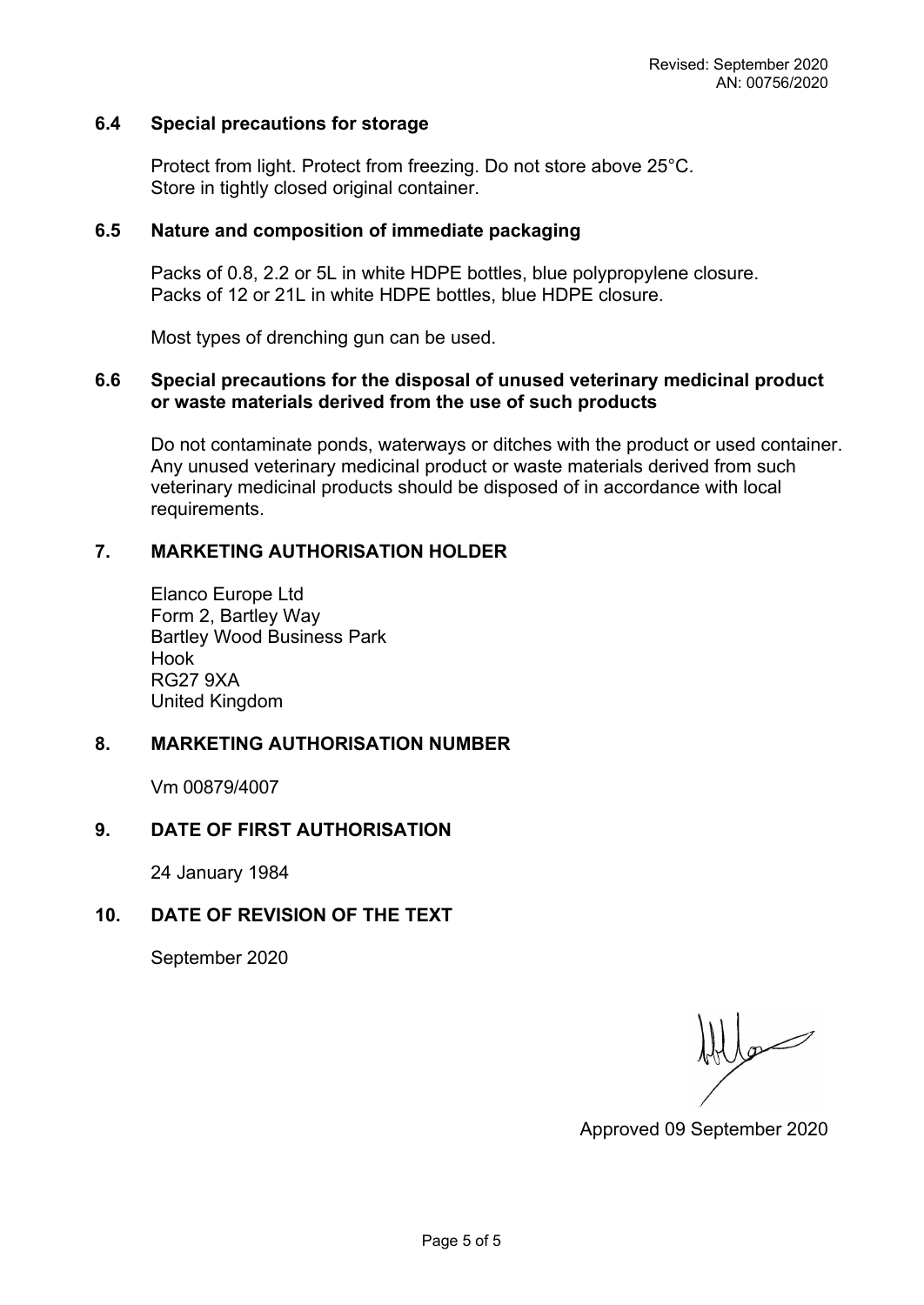Revised: September 2020
AN: 00756/2020

### 6.4 Special precautions for storage

Protect from light. Protect from freezing. Do not store above 25°C.
Store in tightly closed original container.

### 6.5 Nature and composition of immediate packaging

Packs of 0.8, 2.2 or 5L in white HDPE bottles, blue polypropylene closure.
Packs of 12 or 21L in white HDPE bottles, blue HDPE closure.

Most types of drenching gun can be used.

### 6.6 Special precautions for the disposal of unused veterinary medicinal product or waste materials derived from the use of such products

Do not contaminate ponds, waterways or ditches with the product or used container. Any unused veterinary medicinal product or waste materials derived from such veterinary medicinal products should be disposed of in accordance with local requirements.

## 7. MARKETING AUTHORISATION HOLDER

Elanco Europe Ltd
Form 2, Bartley Way
Bartley Wood Business Park
Hook
RG27 9XA
United Kingdom

## 8. MARKETING AUTHORISATION NUMBER

Vm 00879/4007

## 9. DATE OF FIRST AUTHORISATION

24 January 1984

## 10. DATE OF REVISION OF THE TEXT

September 2020

Approved 09 September 2020